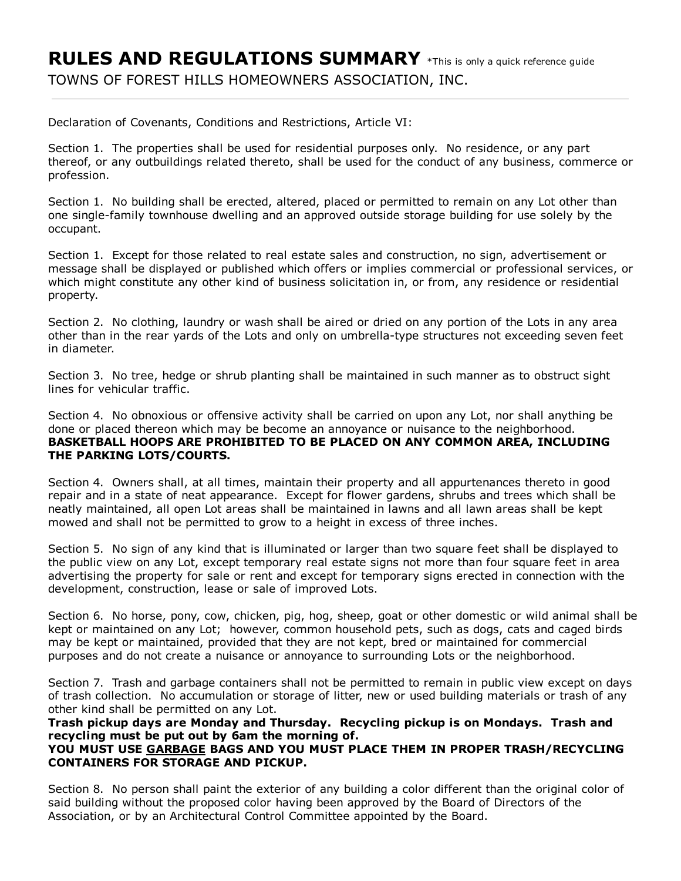# RULES AND REGULATIONS SUMMARY *This is only a quick reference guide

TOWNS OF FOREST HILLS HOMEOWNERS ASSOCIATION, INC.

---

Declaration of Covenants, Conditions and Restrictions, Article VI:

Section 1. The properties shall be used for residential purposes only. No residence, or any part thereof, or any outbuildings related thereto, shall be used for the conduct of any business, commerce or profession.

Section 1. No building shall be erected, altered, placed or permitted to remain on any Lot other than one single-family townhouse dwelling and an approved outside storage building for use solely by the occupant.

Section 1. Except for those related to real estate sales and construction, no sign, advertisement or message shall be displayed or published which offers or implies commercial or professional services, or which might constitute any other kind of business solicitation in, or from, any residence or residential property.

Section 2. No clothing, laundry or wash shall be aired or dried on any portion of the Lots in any area other than in the rear yards of the Lots and only on umbrella-type structures not exceeding seven feet in diameter.

Section 3. No tree, hedge or shrub planting shall be maintained in such manner as to obstruct sight lines for vehicular traffic.

Section 4. No obnoxious or offensive activity shall be carried on upon any Lot, nor shall anything be done or placed thereon which may be become an annoyance or nuisance to the neighborhood. **BASKETBALL HOOPS ARE PROHIBITED TO BE PLACED ON ANY COMMON AREA, INCLUDING THE PARKING LOTS/COURTS.**

Section 4. Owners shall, at all times, maintain their property and all appurtenances thereto in good repair and in a state of neat appearance. Except for flower gardens, shrubs and trees which shall be neatly maintained, all open Lot areas shall be maintained in lawns and all lawn areas shall be kept mowed and shall not be permitted to grow to a height in excess of three inches.

Section 5. No sign of any kind that is illuminated or larger than two square feet shall be displayed to the public view on any Lot, except temporary real estate signs not more than four square feet in area advertising the property for sale or rent and except for temporary signs erected in connection with the development, construction, lease or sale of improved Lots.

Section 6. No horse, pony, cow, chicken, pig, hog, sheep, goat or other domestic or wild animal shall be kept or maintained on any Lot; however, common household pets, such as dogs, cats and caged birds may be kept or maintained, provided that they are not kept, bred or maintained for commercial purposes and do not create a nuisance or annoyance to surrounding Lots or the neighborhood.

Section 7. Trash and garbage containers shall not be permitted to remain in public view except on days of trash collection. No accumulation or storage of litter, new or used building materials or trash of any other kind shall be permitted on any Lot.
**Trash pickup days are Monday and Thursday. Recycling pickup is on Mondays. Trash and recycling must be put out by 6am the morning of.**
**YOU MUST USE <u>GARBAGE</u> BAGS AND YOU MUST PLACE THEM IN PROPER TRASH/RECYCLING CONTAINERS FOR STORAGE AND PICKUP.**

Section 8. No person shall paint the exterior of any building a color different than the original color of said building without the proposed color having been approved by the Board of Directors of the Association, or by an Architectural Control Committee appointed by the Board.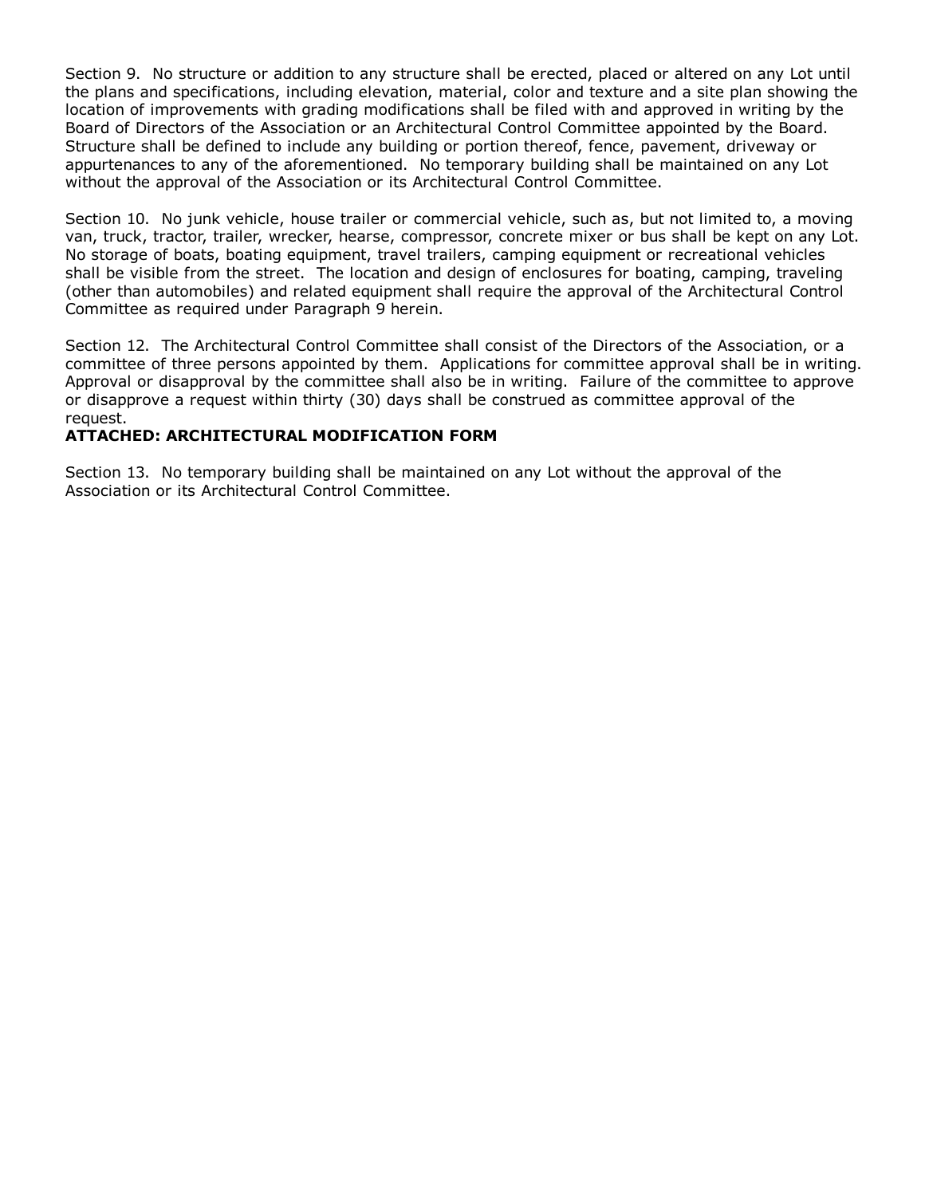Section 9. No structure or addition to any structure shall be erected, placed or altered on any Lot until the plans and specifications, including elevation, material, color and texture and a site plan showing the location of improvements with grading modifications shall be filed with and approved in writing by the Board of Directors of the Association or an Architectural Control Committee appointed by the Board. Structure shall be defined to include any building or portion thereof, fence, pavement, driveway or appurtenances to any of the aforementioned. No temporary building shall be maintained on any Lot without the approval of the Association or its Architectural Control Committee.

Section 10. No junk vehicle, house trailer or commercial vehicle, such as, but not limited to, a moving van, truck, tractor, trailer, wrecker, hearse, compressor, concrete mixer or bus shall be kept on any Lot. No storage of boats, boating equipment, travel trailers, camping equipment or recreational vehicles shall be visible from the street. The location and design of enclosures for boating, camping, traveling (other than automobiles) and related equipment shall require the approval of the Architectural Control Committee as required under Paragraph 9 herein.

Section 12. The Architectural Control Committee shall consist of the Directors of the Association, or a committee of three persons appointed by them. Applications for committee approval shall be in writing. Approval or disapproval by the committee shall also be in writing. Failure of the committee to approve or disapprove a request within thirty (30) days shall be construed as committee approval of the request.

**ATTACHED: ARCHITECTURAL MODIFICATION FORM**

Section 13. No temporary building shall be maintained on any Lot without the approval of the Association or its Architectural Control Committee.